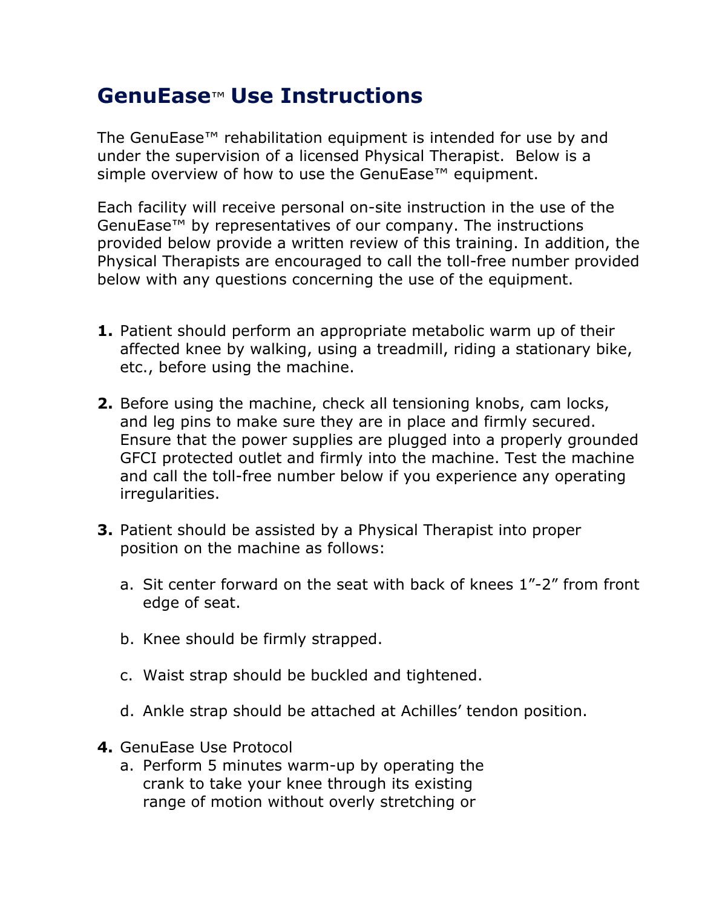# GenuEase™ Use Instructions

The GenuEase™ rehabilitation equipment is intended for use by and under the supervision of a licensed Physical Therapist. Below is a simple overview of how to use the GenuEase™ equipment.

Each facility will receive personal on-site instruction in the use of the GenuEase™ by representatives of our company. The instructions provided below provide a written review of this training. In addition, the Physical Therapists are encouraged to call the toll-free number provided below with any questions concerning the use of the equipment.

1. Patient should perform an appropriate metabolic warm up of their affected knee by walking, using a treadmill, riding a stationary bike, etc., before using the machine.

2. Before using the machine, check all tensioning knobs, cam locks, and leg pins to make sure they are in place and firmly secured. Ensure that the power supplies are plugged into a properly grounded GFCI protected outlet and firmly into the machine. Test the machine and call the toll-free number below if you experience any operating irregularities.

3. Patient should be assisted by a Physical Therapist into proper position on the machine as follows:

   a. Sit center forward on the seat with back of knees 1”-2” from front edge of seat.

   b. Knee should be firmly strapped.

   c. Waist strap should be buckled and tightened.

   d. Ankle strap should be attached at Achilles’ tendon position.

4. GenuEase Use Protocol

   a. Perform 5 minutes warm-up by operating the crank to take your knee through its existing range of motion without overly stretching or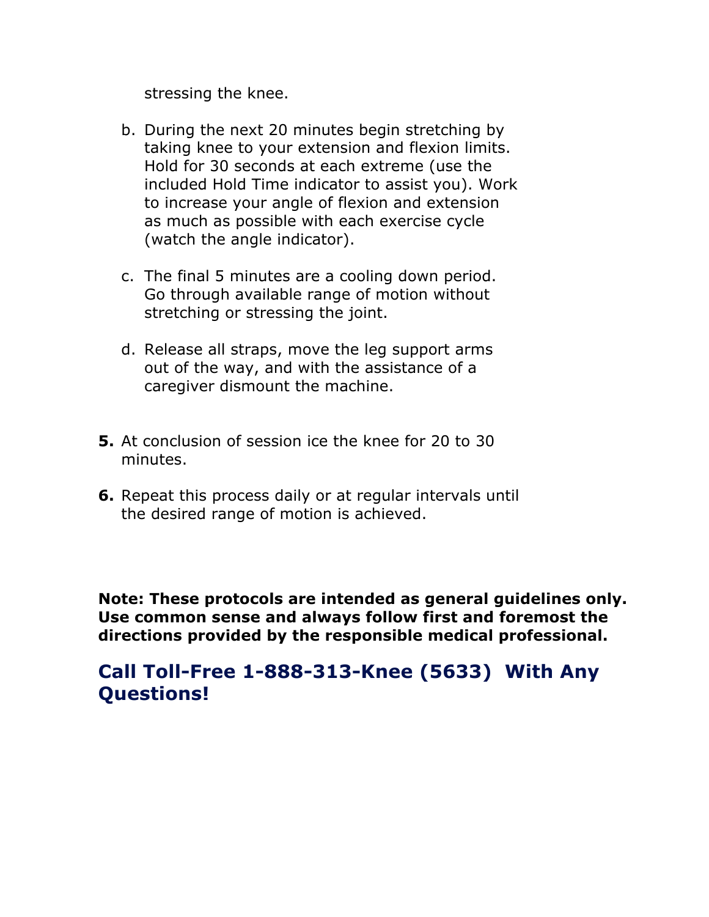stressing the knee.

b. During the next 20 minutes begin stretching by taking knee to your extension and flexion limits. Hold for 30 seconds at each extreme (use the included Hold Time indicator to assist you). Work to increase your angle of flexion and extension as much as possible with each exercise cycle (watch the angle indicator).

c. The final 5 minutes are a cooling down period. Go through available range of motion without stretching or stressing the joint.

d. Release all straps, move the leg support arms out of the way, and with the assistance of a caregiver dismount the machine.

**5.** At conclusion of session ice the knee for 20 to 30 minutes.

**6.** Repeat this process daily or at regular intervals until the desired range of motion is achieved.

**Note: These protocols are intended as general guidelines only. Use common sense and always follow first and foremost the directions provided by the responsible medical professional.**

## Call Toll-Free 1-888-313-Knee (5633) With Any Questions!